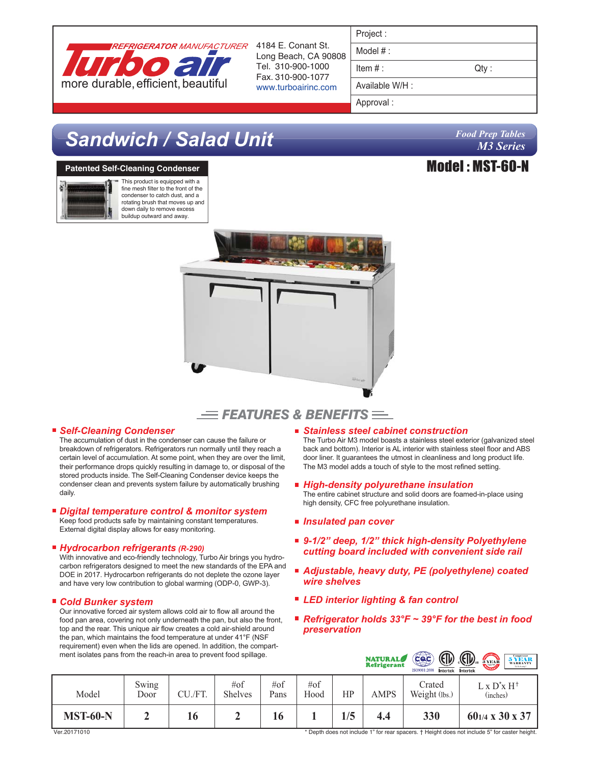Turbo air — REFRIGERATOR MANUFACTURER — more durable, efficient, beautiful

4184 E. Conant St.
Long Beach, CA 90808
Tel. 310-900-1000
Fax. 310-900-1077
www.turboairinc.com

| Project : | |
|---|---|
| Model # : | |
| Item # : | Qty : |
| Available W/H : | |
| Approval : | |

# Sandwich / Salad Unit

*Food Prep Tables*
*M3 Series*

## Model : MST-60-N

**Patented Self-Cleaning Condenser**

This product is equipped with a fine mesh filter to the front of the condenser to catch dust, and a rotating brush that moves up and down daily to remove excess buildup outward and away.

## FEATURES & BENEFITS

- ***Self-Cleaning Condenser***
  The accumulation of dust in the condenser can cause the failure or breakdown of refrigerators. Refrigerators run normally until they reach a certain level of accumulation. At some point, when they are over the limit, their performance drops quickly resulting in damage to, or disposal of the stored products inside. The Self-Cleaning Condenser device keeps the condenser clean and prevents system failure by automatically brushing daily.

- ***Digital temperature control & monitor system***
  Keep food products safe by maintaining constant temperatures. External digital display allows for easy monitoring.

- ***Hydrocarbon refrigerants** (R-290)*
  With innovative and eco-friendly technology, Turbo Air brings you hydrocarbon refrigerators designed to meet the new standards of the EPA and DOE in 2017. Hydrocarbon refrigerants do not deplete the ozone layer and have very low contribution to global warming (ODP-0, GWP-3).

- ***Cold Bunker system***
  Our innovative forced air system allows cold air to flow all around the food pan area, covering not only underneath the pan, but also the front, top and the rear. This unique air flow creates a cold air-shield around the pan, which maintains the food temperature at under 41°F (NSF requirement) even when the lids are opened. In addition, the compartment isolates pans from the reach-in area to prevent food spillage.

- ***Stainless steel cabinet construction***
  The Turbo Air M3 model boasts a stainless steel exterior (galvanized steel back and bottom). Interior is AL interior with stainless steel floor and ABS door liner. It guarantees the utmost in cleanliness and long product life. The M3 model adds a touch of style to the most refined setting.

- ***High-density polyurethane insulation***
  The entire cabinet structure and solid doors are foamed-in-place using high density, CFC free polyurethane insulation.

- ***Insulated pan cover***

- ***9-1/2" deep, 1/2" thick high-density Polyethylene cutting board included with convenient side rail***

- ***Adjustable, heavy duty, PE (polyethylene) coated wire shelves***

- ***LED interior lighting & fan control***

- ***Refrigerator holds 33°F ~ 39°F for the best in food preservation***

NATURAL Refrigerant | CQC ISO9001:2008 | Intertek | Intertek | 3 YEAR | 5 YEAR Compressor WARRANTY

| Model | Swing Door | CU./FT. | #of Shelves | #of Pans | #of Hood | HP | AMPS | Crated Weight (lbs.) | L x D* x H† (inches) |
|---|---|---|---|---|---|---|---|---|---|
| **MST-60-N** | **2** | **16** | **2** | **16** | **1** | **1/5** | **4.4** | **330** | **60 1/4 x 30 x 37** |

Ver.20171010

\* Depth does not include 1" for rear spacers. † Height does not include 5" for caster height.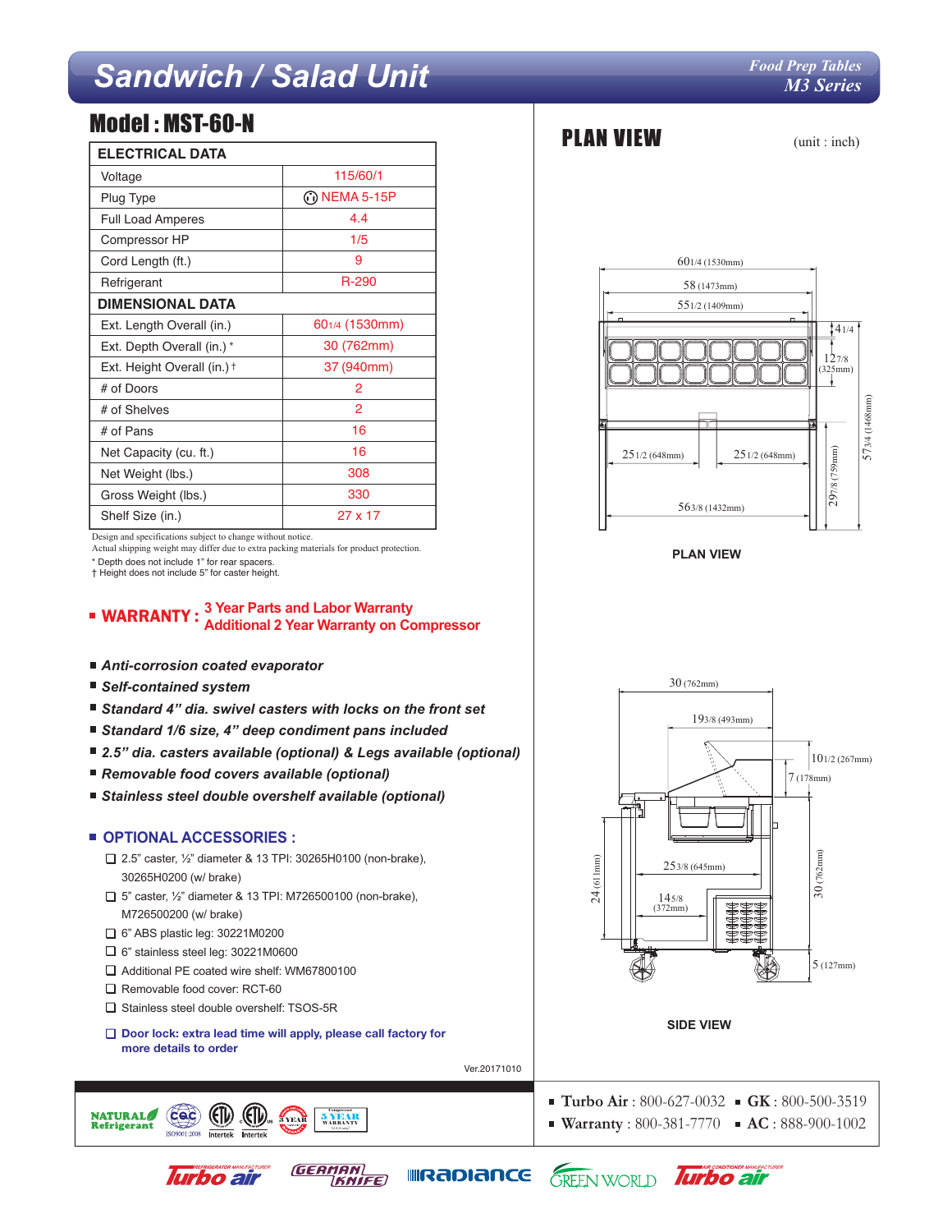# Sandwich / Salad Unit

*Food Prep Tables*
*M3 Series*

## Model : MST-60-N

| ELECTRICAL DATA | |
|---|---|
| Voltage | 115/60/1 |
| Plug Type | NEMA 5-15P |
| Full Load Amperes | 4.4 |
| Compressor HP | 1/5 |
| Cord Length (ft.) | 9 |
| Refrigerant | R-290 |
| **DIMENSIONAL DATA** | |
| Ext. Length Overall (in.) | 60 1/4 (1530mm) |
| Ext. Depth Overall (in.) * | 30 (762mm) |
| Ext. Height Overall (in.) † | 37 (940mm) |
| # of Doors | 2 |
| # of Shelves | 2 |
| # of Pans | 16 |
| Net Capacity (cu. ft.) | 16 |
| Net Weight (lbs.) | 308 |
| Gross Weight (lbs.) | 330 |
| Shelf Size (in.) | 27 x 17 |

Design and specifications subject to change without notice.
Actual shipping weight may differ due to extra packing materials for product protection.
* Depth does not include 1" for rear spacers.
† Height does not include 5" for caster height.

**WARRANTY : 3 Year Parts and Labor Warranty**
**Additional 2 Year Warranty on Compressor**

- ***Anti-corrosion coated evaporator***
- ***Self-contained system***
- ***Standard 4" dia. swivel casters with locks on the front set***
- ***Standard 1/6 size, 4" deep condiment pans included***
- ***2.5" dia. casters available (optional) & Legs available (optional)***
- ***Removable food covers available (optional)***
- ***Stainless steel double overshelf available (optional)***

### OPTIONAL ACCESSORIES :

- ☐ 2.5" caster, ½" diameter & 13 TPI: 30265H0100 (non-brake), 30265H0200 (w/ brake)
- ☐ 5" caster, ½" diameter & 13 TPI: M726500100 (non-brake), M726500200 (w/ brake)
- ☐ 6" ABS plastic leg: 30221M0200
- ☐ 6" stainless steel leg: 30221M0600
- ☐ Additional PE coated wire shelf: WM67800100
- ☐ Removable food cover: RCT-60
- ☐ Stainless steel double overshelf: TSOS-5R
- ☐ **Door lock: extra lead time will apply, please call factory for more details to order**

Ver.20171010

## PLAN VIEW

(unit : inch)

60 1/4 (1530mm)
58 (1473mm)
55 1/2 (1409mm)
4 1/4
12 7/8 (325mm)
25 1/2 (648mm)
25 1/2 (648mm)
57 3/4 (1468mm)
29 7/8 (759mm)
56 3/8 (1432mm)

PLAN VIEW

30 (762mm)
19 3/8 (493mm)
10 1/2 (267mm)
7 (178mm)
25 3/8 (645mm)
14 5/8 (372mm)
24 (611mm)
30 (762mm)
5 (127mm)

SIDE VIEW

- **Turbo Air** : 800-627-0032
- **GK** : 800-500-3519
- **Warranty** : 800-381-7770
- **AC** : 888-900-1002